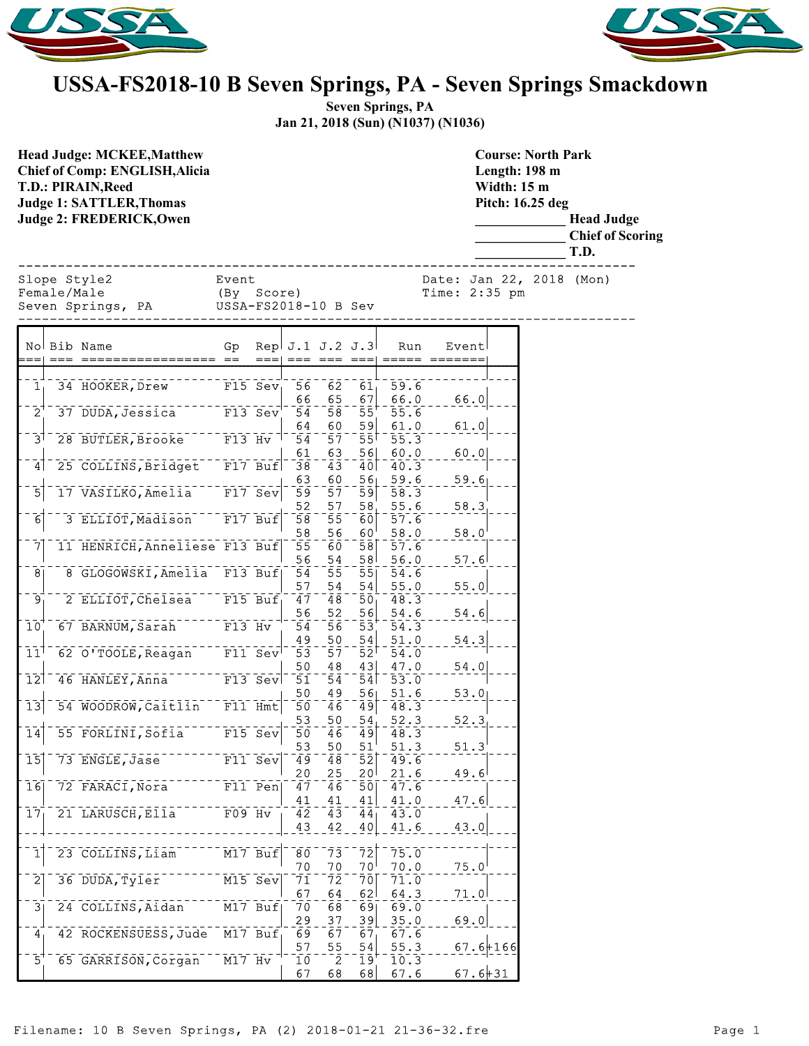# USSA-FS2018-10 B Seven Springs, PA - Seven Springs Smackdown

**Seven Springs, PA**
**Jan 21, 2018 (Sun) (N1037) (N1036)**

**Head Judge: MCKEE,Matthew**
**Chief of Comp: ENGLISH,Alicia**
**T.D.: PIRAIN,Reed**
**Judge 1: SATTLER,Thomas**
**Judge 2: FREDERICK,Owen**

**Course: North Park**
**Length: 198 m**
**Width: 15 m**
**Pitch: 16.25 deg**
_____________ **Head Judge**
_____________ **Chief of Scoring**
_____________ **T.D.**

```
Slope Style2              Event                      Date: Jan 22, 2018 (Mon)
Female/Male               (By  Score)                Time: 2:35 pm
Seven Springs, PA         USSA-FS2018-10 B Sev
```

| No | Bib | Name | Gp | Rep | J.1 | J.2 | J.3 | Run | Event | |
|---|---|---|---|---|---|---|---|---|---|---|
| 1 | 34 | HOOKER,Drew | F15 | Sev | 56 | 62 | 61 | 59.6 | | |
| | | | | | 66 | 65 | 67 | 66.0 | 66.0 | |
| 2 | 37 | DUDA,Jessica | F13 | Sev | 54 | 58 | 55 | 55.6 | | |
| | | | | | 64 | 60 | 59 | 61.0 | 61.0 | |
| 3 | 28 | BUTLER,Brooke | F13 | Hv | 54 | 57 | 55 | 55.3 | | |
| | | | | | 61 | 63 | 56 | 60.0 | 60.0 | |
| 4 | 25 | COLLINS,Bridget | F17 | Buf | 38 | 43 | 40 | 40.3 | | |
| | | | | | 63 | 60 | 56 | 59.6 | 59.6 | |
| 5 | 17 | VASILKO,Amelia | F17 | Sev | 59 | 57 | 59 | 58.3 | | |
| | | | | | 52 | 57 | 58 | 55.6 | 58.3 | |
| 6 | 3 | ELLIOT,Madison | F17 | Buf | 58 | 55 | 60 | 57.6 | | |
| | | | | | 58 | 56 | 60 | 58.0 | 58.0 | |
| 7 | 11 | HENRICH,Anneliese | F13 | Buf | 55 | 60 | 58 | 57.6 | | |
| | | | | | 56 | 54 | 58 | 56.0 | 57.6 | |
| 8 | 8 | GLOGOWSKI,Amelia | F13 | Buf | 54 | 55 | 55 | 54.6 | | |
| | | | | | 57 | 54 | 54 | 55.0 | 55.0 | |
| 9 | 2 | ELLIOT,Chelsea | F15 | Buf | 47 | 48 | 50 | 48.3 | | |
| | | | | | 56 | 52 | 56 | 54.6 | 54.6 | |
| 10 | 67 | BARNUM,Sarah | F13 | Hv | 54 | 56 | 53 | 54.3 | | |
| | | | | | 49 | 50 | 54 | 51.0 | 54.3 | |
| 11 | 62 | O'TOOLE,Reagan | F11 | Sev | 53 | 57 | 52 | 54.0 | | |
| | | | | | 50 | 48 | 43 | 47.0 | 54.0 | |
| 12 | 46 | HANLEY,Anna | F13 | Sev | 51 | 54 | 54 | 53.0 | | |
| | | | | | 50 | 49 | 56 | 51.6 | 53.0 | |
| 13 | 54 | WOODROW,Caitlin | F11 | Hmt | 50 | 46 | 49 | 48.3 | | |
| | | | | | 53 | 50 | 54 | 52.3 | 52.3 | |
| 14 | 55 | FORLINI,Sofia | F15 | Sev | 50 | 46 | 49 | 48.3 | | |
| | | | | | 53 | 50 | 51 | 51.3 | 51.3 | |
| 15 | 73 | ENGLE,Jase | F11 | Sev | 49 | 48 | 52 | 49.6 | | |
| | | | | | 20 | 25 | 20 | 21.6 | 49.6 | |
| 16 | 72 | FARACI,Nora | F11 | Pen | 47 | 46 | 50 | 47.6 | | |
| | | | | | 41 | 41 | 41 | 41.0 | 47.6 | |
| 17 | 21 | LARUSCH,Ella | F09 | Hv | 42 | 43 | 44 | 43.0 | | |
| | | | | | 43 | 42 | 40 | 41.6 | 43.0 | |
| 1 | 23 | COLLINS,Liam | M17 | Buf | 80 | 73 | 72 | 75.0 | | |
| | | | | | 70 | 70 | 70 | 70.0 | 75.0 | |
| 2 | 36 | DUDA,Tyler | M15 | Sev | 71 | 72 | 70 | 71.0 | | |
| | | | | | 67 | 64 | 62 | 64.3 | 71.0 | |
| 3 | 24 | COLLINS,Aidan | M17 | Buf | 70 | 68 | 69 | 69.0 | | |
| | | | | | 29 | 37 | 39 | 35.0 | 69.0 | |
| 4 | 42 | ROCKENSUESS,Jude | M17 | Buf | 69 | 67 | 67 | 67.6 | | |
| | | | | | 57 | 55 | 54 | 55.3 | 67.6 | +166 |
| 5 | 65 | GARRISON,Corgan | M17 | Hv | 10 | 2 | 19 | 10.3 | | |
| | | | | | 67 | 68 | 68 | 67.6 | 67.6 | +31 |

Filename: 10 B Seven Springs, PA (2) 2018-01-21 21-36-32.fre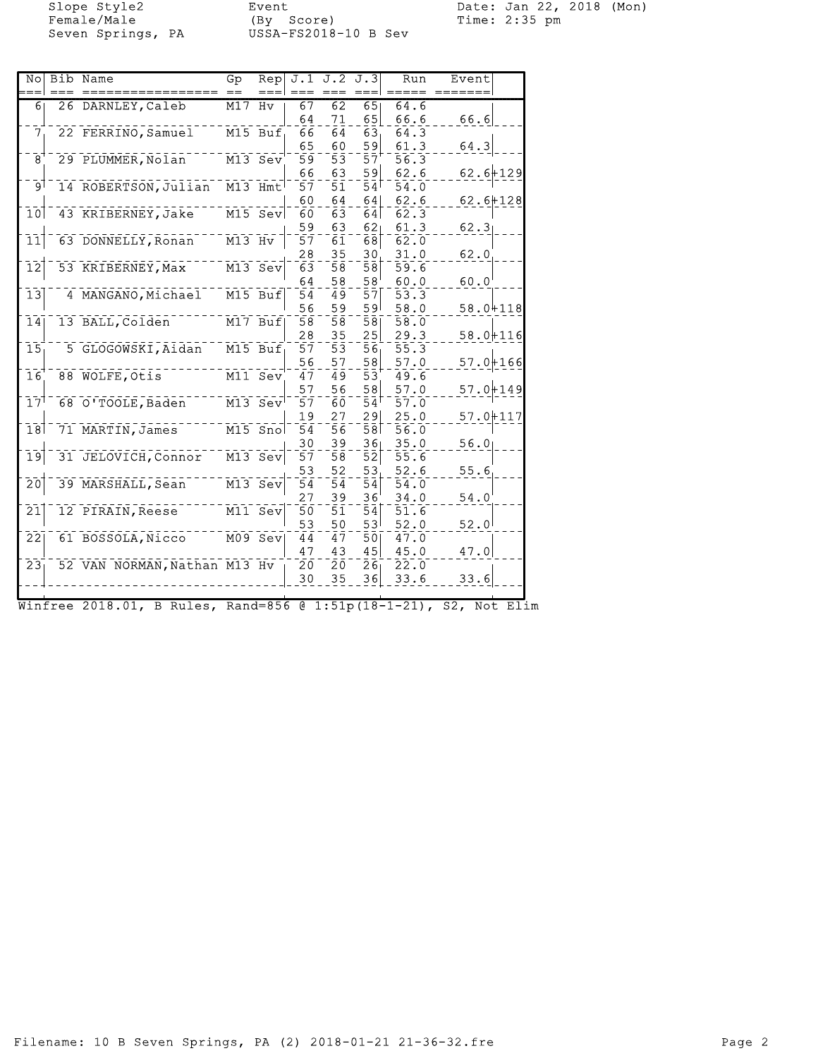Slope Style2
Female/Male
Seven Springs, PA

Event
(By Score)
USSA-FS2018-10 B Sev

Date: Jan 22, 2018 (Mon)
Time: 2:35 pm

| No | Bib | Name | Gp | Rep | J.1 | J.2 | J.3 | Run | Event | |
|---|---|---|---|---|---|---|---|---|---|---|
| 6 | 26 | DARNLEY, Caleb | M17 | Hv | 67 | 62 | 65 | 64.6 | | |
| | | | | | 64 | 71 | 65 | 66.6 | 66.6 | |
| 7 | 22 | FERRINO, Samuel | M15 | Buf | 66 | 64 | 63 | 64.3 | | |
| | | | | | 65 | 60 | 59 | 61.3 | 64.3 | |
| 8 | 29 | PLUMMER, Nolan | M13 | Sev | 59 | 53 | 57 | 56.3 | | |
| | | | | | 66 | 63 | 59 | 62.6 | 62.6 | +129 |
| 9 | 14 | ROBERTSON, Julian | M13 | Hmt | 57 | 51 | 54 | 54.0 | | |
| | | | | | 60 | 64 | 64 | 62.6 | 62.6 | +128 |
| 10 | 43 | KRIBERNEY, Jake | M15 | Sev | 60 | 63 | 64 | 62.3 | | |
| | | | | | 59 | 63 | 62 | 61.3 | 62.3 | |
| 11 | 63 | DONNELLY, Ronan | M13 | Hv | 57 | 61 | 68 | 62.0 | | |
| | | | | | 28 | 35 | 30 | 31.0 | 62.0 | |
| 12 | 53 | KRIBERNEY, Max | M13 | Sev | 63 | 58 | 58 | 59.6 | | |
| | | | | | 64 | 58 | 58 | 60.0 | 60.0 | |
| 13 | 4 | MANGANO, Michael | M15 | Buf | 54 | 49 | 57 | 53.3 | | |
| | | | | | 56 | 59 | 59 | 58.0 | 58.0 | +118 |
| 14 | 13 | BALL, Colden | M17 | Buf | 58 | 58 | 58 | 58.0 | | |
| | | | | | 28 | 35 | 25 | 29.3 | 58.0 | +116 |
| 15 | 5 | GLOGOWSKI, Aidan | M15 | Buf | 57 | 53 | 56 | 55.3 | | |
| | | | | | 56 | 57 | 58 | 57.0 | 57.0 | +166 |
| 16 | 88 | WOLFE, Otis | M11 | Sev | 47 | 49 | 53 | 49.6 | | |
| | | | | | 57 | 56 | 58 | 57.0 | 57.0 | +149 |
| 17 | 68 | O'TOOLE, Baden | M13 | Sev | 57 | 60 | 54 | 57.0 | | |
| | | | | | 19 | 27 | 29 | 25.0 | 57.0 | +117 |
| 18 | 71 | MARTIN, James | M15 | Sno | 54 | 56 | 58 | 56.0 | | |
| | | | | | 30 | 39 | 36 | 35.0 | 56.0 | |
| 19 | 31 | JELOVICH, Connor | M13 | Sev | 57 | 58 | 52 | 55.6 | | |
| | | | | | 53 | 52 | 53 | 52.6 | 55.6 | |
| 20 | 39 | MARSHALL, Sean | M13 | Sev | 54 | 54 | 54 | 54.0 | | |
| | | | | | 27 | 39 | 36 | 34.0 | 54.0 | |
| 21 | 12 | PIRAIN, Reese | M11 | Sev | 50 | 51 | 54 | 51.6 | | |
| | | | | | 53 | 50 | 53 | 52.0 | 52.0 | |
| 22 | 61 | BOSSOLA, Nicco | M09 | Sev | 44 | 47 | 50 | 47.0 | | |
| | | | | | 47 | 43 | 45 | 45.0 | 47.0 | |
| 23 | 52 | VAN NORMAN, Nathan | M13 | Hv | 20 | 20 | 26 | 22.0 | | |
| | | | | | 30 | 35 | 36 | 33.6 | 33.6 | |

Winfree 2018.01, B Rules, Rand=856 @ 1:51p(18-1-21), S2, Not Elim

Filename: 10 B Seven Springs, PA (2) 2018-01-21 21-36-32.fre